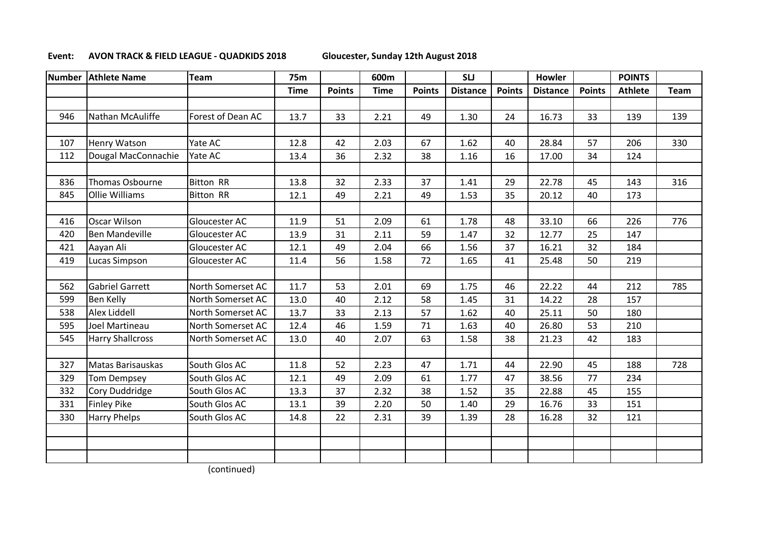**Event: AVON TRACK & FIELD LEAGUE - QUADKIDS 2018** Gloucester, Sunday 12th August 2018

| Number | Athlete Name | Team | 75m | | 600m | | SLJ | | Howler | | POINTS | |
|---|---|---|---|---|---|---|---|---|---|---|---|---|
| | | | Time | Points | Time | Points | Distance | Points | Distance | Points | Athlete | Team |
| | | | | | | | | | | | | |
| 946 | Nathan McAuliffe | Forest of Dean AC | 13.7 | 33 | 2.21 | 49 | 1.30 | 24 | 16.73 | 33 | 139 | 139 |
| | | | | | | | | | | | | |
| 107 | Henry Watson | Yate AC | 12.8 | 42 | 2.03 | 67 | 1.62 | 40 | 28.84 | 57 | 206 | 330 |
| 112 | Dougal MacConnachie | Yate AC | 13.4 | 36 | 2.32 | 38 | 1.16 | 16 | 17.00 | 34 | 124 | |
| | | | | | | | | | | | | |
| 836 | Thomas Osbourne | Bitton RR | 13.8 | 32 | 2.33 | 37 | 1.41 | 29 | 22.78 | 45 | 143 | 316 |
| 845 | Ollie Williams | Bitton RR | 12.1 | 49 | 2.21 | 49 | 1.53 | 35 | 20.12 | 40 | 173 | |
| | | | | | | | | | | | | |
| 416 | Oscar Wilson | Gloucester AC | 11.9 | 51 | 2.09 | 61 | 1.78 | 48 | 33.10 | 66 | 226 | 776 |
| 420 | Ben Mandeville | Gloucester AC | 13.9 | 31 | 2.11 | 59 | 1.47 | 32 | 12.77 | 25 | 147 | |
| 421 | Aayan Ali | Gloucester AC | 12.1 | 49 | 2.04 | 66 | 1.56 | 37 | 16.21 | 32 | 184 | |
| 419 | Lucas Simpson | Gloucester AC | 11.4 | 56 | 1.58 | 72 | 1.65 | 41 | 25.48 | 50 | 219 | |
| | | | | | | | | | | | | |
| 562 | Gabriel Garrett | North Somerset AC | 11.7 | 53 | 2.01 | 69 | 1.75 | 46 | 22.22 | 44 | 212 | 785 |
| 599 | Ben Kelly | North Somerset AC | 13.0 | 40 | 2.12 | 58 | 1.45 | 31 | 14.22 | 28 | 157 | |
| 538 | Alex Liddell | North Somerset AC | 13.7 | 33 | 2.13 | 57 | 1.62 | 40 | 25.11 | 50 | 180 | |
| 595 | Joel Martineau | North Somerset AC | 12.4 | 46 | 1.59 | 71 | 1.63 | 40 | 26.80 | 53 | 210 | |
| 545 | Harry Shallcross | North Somerset AC | 13.0 | 40 | 2.07 | 63 | 1.58 | 38 | 21.23 | 42 | 183 | |
| | | | | | | | | | | | | |
| 327 | Matas Barisauskas | South Glos AC | 11.8 | 52 | 2.23 | 47 | 1.71 | 44 | 22.90 | 45 | 188 | 728 |
| 329 | Tom Dempsey | South Glos AC | 12.1 | 49 | 2.09 | 61 | 1.77 | 47 | 38.56 | 77 | 234 | |
| 332 | Cory Duddridge | South Glos AC | 13.3 | 37 | 2.32 | 38 | 1.52 | 35 | 22.88 | 45 | 155 | |
| 331 | Finley Pike | South Glos AC | 13.1 | 39 | 2.20 | 50 | 1.40 | 29 | 16.76 | 33 | 151 | |
| 330 | Harry Phelps | South Glos AC | 14.8 | 22 | 2.31 | 39 | 1.39 | 28 | 16.28 | 32 | 121 | |
| | | | | | | | | | | | | |
| | | | | | | | | | | | | |
| | | | | | | | | | | | | |

(continued)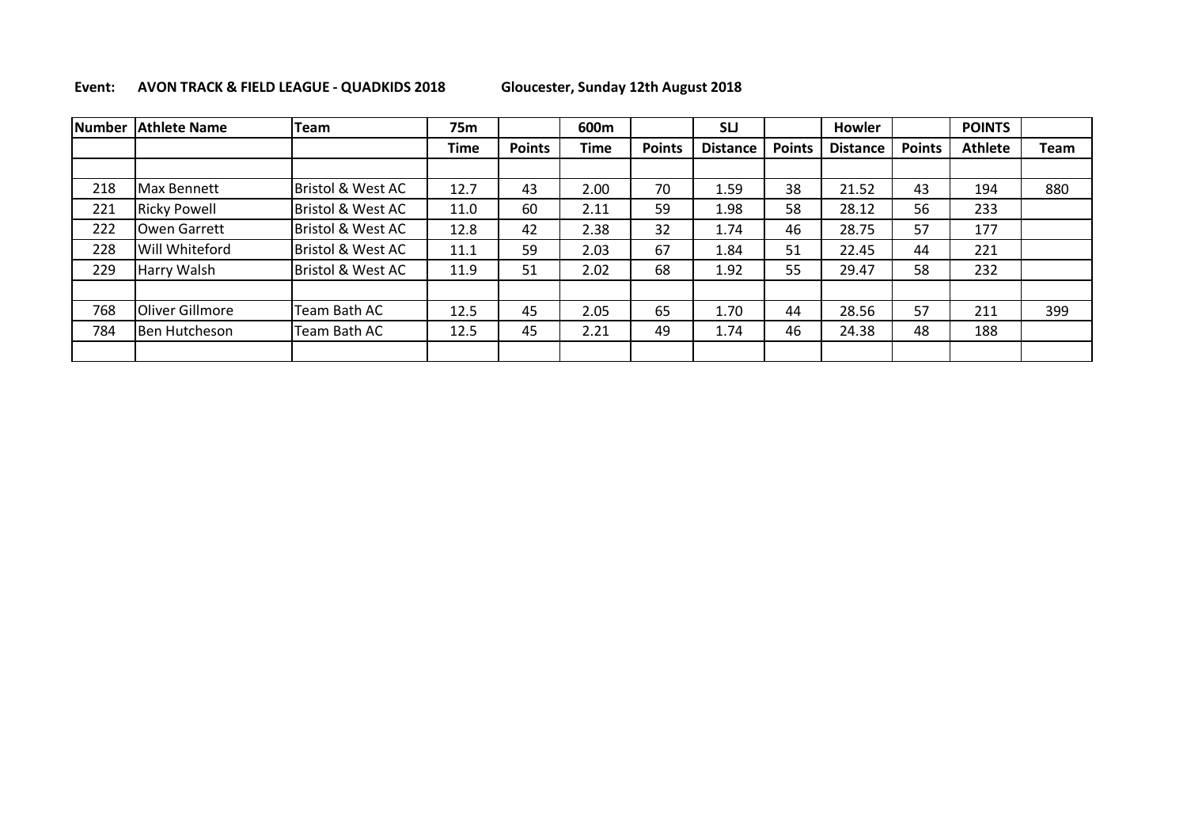**Event: AVON TRACK & FIELD LEAGUE - QUADKIDS 2018** Gloucester, Sunday 12th August 2018

| Number | Athlete Name | Team | 75m | | 600m | | SLJ | | Howler | | POINTS | |
|---|---|---|---|---|---|---|---|---|---|---|---|---|
| | | | Time | Points | Time | Points | Distance | Points | Distance | Points | Athlete | Team |
| | | | | | | | | | | | | |
| 218 | Max Bennett | Bristol & West AC | 12.7 | 43 | 2.00 | 70 | 1.59 | 38 | 21.52 | 43 | 194 | 880 |
| 221 | Ricky Powell | Bristol & West AC | 11.0 | 60 | 2.11 | 59 | 1.98 | 58 | 28.12 | 56 | 233 | |
| 222 | Owen Garrett | Bristol & West AC | 12.8 | 42 | 2.38 | 32 | 1.74 | 46 | 28.75 | 57 | 177 | |
| 228 | Will Whiteford | Bristol & West AC | 11.1 | 59 | 2.03 | 67 | 1.84 | 51 | 22.45 | 44 | 221 | |
| 229 | Harry Walsh | Bristol & West AC | 11.9 | 51 | 2.02 | 68 | 1.92 | 55 | 29.47 | 58 | 232 | |
| | | | | | | | | | | | | |
| 768 | Oliver Gillmore | Team Bath AC | 12.5 | 45 | 2.05 | 65 | 1.70 | 44 | 28.56 | 57 | 211 | 399 |
| 784 | Ben Hutcheson | Team Bath AC | 12.5 | 45 | 2.21 | 49 | 1.74 | 46 | 24.38 | 48 | 188 | |
| | | | | | | | | | | | | |